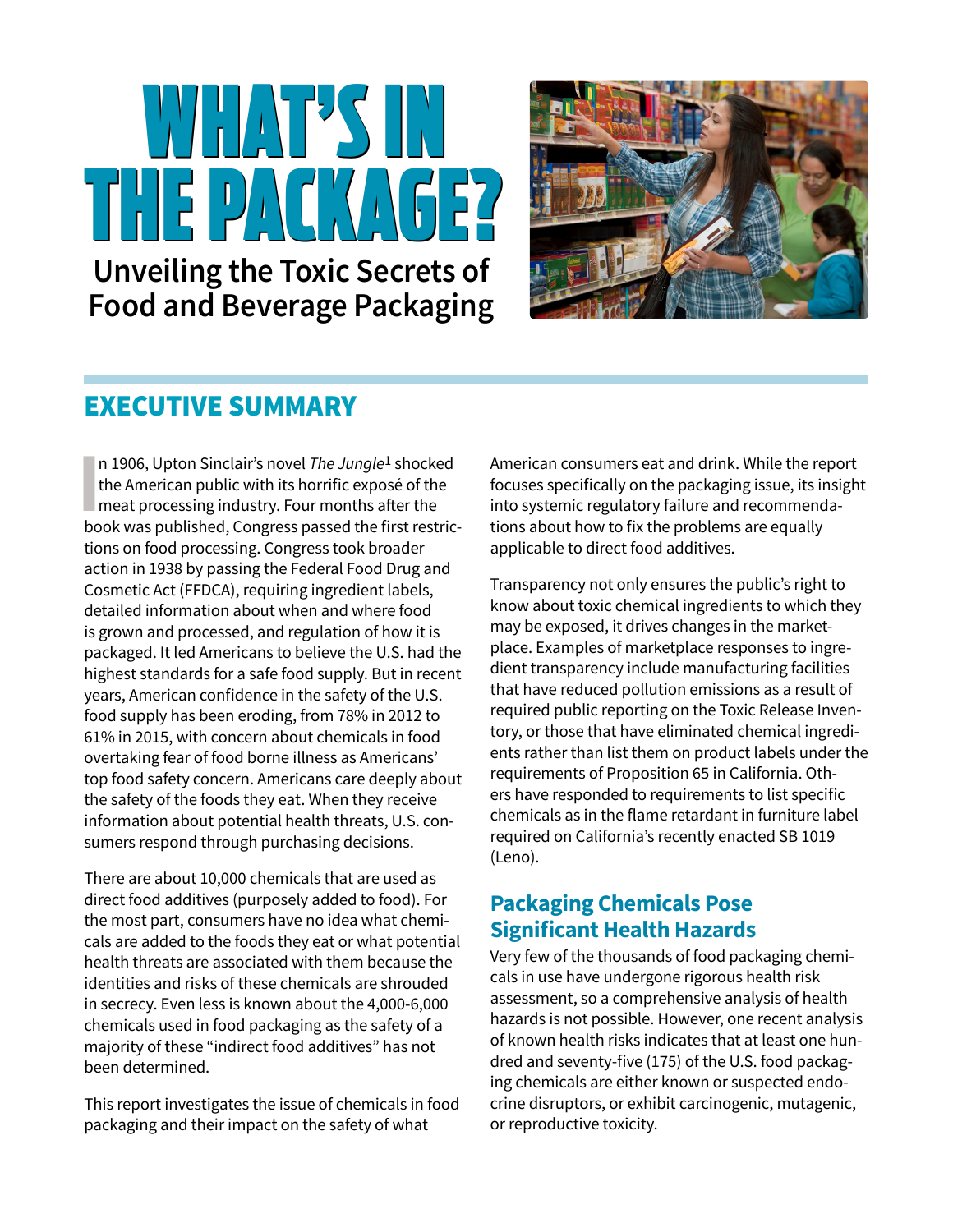# WHAT'S IN THE PACKAGE?

**Unveiling the Toxic Secrets of Food and Beverage Packaging**

## EXECUTIVE SUMMARY

In 1906, Upton Sinclair's novel *The Jungle*[1] shocked the American public with its horrific exposé of the meat processing industry. Four months after the book was published, Congress passed the first restrictions on food processing. Congress took broader action in 1938 by passing the Federal Food Drug and Cosmetic Act (FFDCA), requiring ingredient labels, detailed information about when and where food is grown and processed, and regulation of how it is packaged. It led Americans to believe the U.S. had the highest standards for a safe food supply. But in recent years, American confidence in the safety of the U.S. food supply has been eroding, from 78% in 2012 to 61% in 2015, with concern about chemicals in food overtaking fear of food borne illness as Americans' top food safety concern. Americans care deeply about the safety of the foods they eat. When they receive information about potential health threats, U.S. consumers respond through purchasing decisions.

There are about 10,000 chemicals that are used as direct food additives (purposely added to food). For the most part, consumers have no idea what chemicals are added to the foods they eat or what potential health threats are associated with them because the identities and risks of these chemicals are shrouded in secrecy. Even less is known about the 4,000-6,000 chemicals used in food packaging as the safety of a majority of these "indirect food additives" has not been determined.

This report investigates the issue of chemicals in food packaging and their impact on the safety of what American consumers eat and drink. While the report focuses specifically on the packaging issue, its insight into systemic regulatory failure and recommendations about how to fix the problems are equally applicable to direct food additives.

Transparency not only ensures the public's right to know about toxic chemical ingredients to which they may be exposed, it drives changes in the marketplace. Examples of marketplace responses to ingredient transparency include manufacturing facilities that have reduced pollution emissions as a result of required public reporting on the Toxic Release Inventory, or those that have eliminated chemical ingredients rather than list them on product labels under the requirements of Proposition 65 in California. Others have responded to requirements to list specific chemicals as in the flame retardant in furniture label required on California's recently enacted SB 1019 (Leno).

### Packaging Chemicals Pose Significant Health Hazards

Very few of the thousands of food packaging chemicals in use have undergone rigorous health risk assessment, so a comprehensive analysis of health hazards is not possible. However, one recent analysis of known health risks indicates that at least one hundred and seventy-five (175) of the U.S. food packaging chemicals are either known or suspected endocrine disruptors, or exhibit carcinogenic, mutagenic, or reproductive toxicity.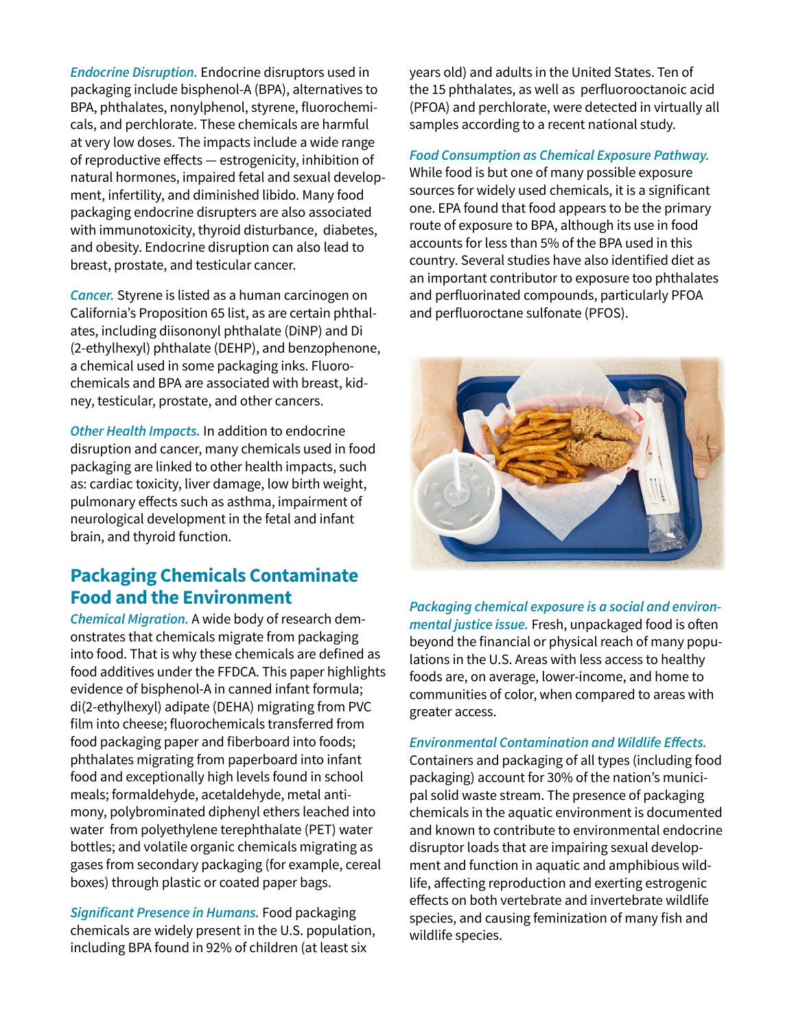*Endocrine Disruption.* Endocrine disruptors used in packaging include bisphenol-A (BPA), alternatives to BPA, phthalates, nonylphenol, styrene, fluorochemicals, and perchlorate. These chemicals are harmful at very low doses. The impacts include a wide range of reproductive effects — estrogenicity, inhibition of natural hormones, impaired fetal and sexual development, infertility, and diminished libido. Many food packaging endocrine disrupters are also associated with immunotoxicity, thyroid disturbance, diabetes, and obesity. Endocrine disruption can also lead to breast, prostate, and testicular cancer.

*Cancer.* Styrene is listed as a human carcinogen on California's Proposition 65 list, as are certain phthalates, including diisononyl phthalate (DiNP) and Di (2-ethylhexyl) phthalate (DEHP), and benzophenone, a chemical used in some packaging inks. Fluorochemicals and BPA are associated with breast, kidney, testicular, prostate, and other cancers.

*Other Health Impacts.* In addition to endocrine disruption and cancer, many chemicals used in food packaging are linked to other health impacts, such as: cardiac toxicity, liver damage, low birth weight, pulmonary effects such as asthma, impairment of neurological development in the fetal and infant brain, and thyroid function.

## Packaging Chemicals Contaminate Food and the Environment

*Chemical Migration.* A wide body of research demonstrates that chemicals migrate from packaging into food. That is why these chemicals are defined as food additives under the FFDCA. This paper highlights evidence of bisphenol-A in canned infant formula; di(2-ethylhexyl) adipate (DEHA) migrating from PVC film into cheese; fluorochemicals transferred from food packaging paper and fiberboard into foods; phthalates migrating from paperboard into infant food and exceptionally high levels found in school meals; formaldehyde, acetaldehyde, metal antimony, polybrominated diphenyl ethers leached into water from polyethylene terephthalate (PET) water bottles; and volatile organic chemicals migrating as gases from secondary packaging (for example, cereal boxes) through plastic or coated paper bags.

*Significant Presence in Humans.* Food packaging chemicals are widely present in the U.S. population, including BPA found in 92% of children (at least six years old) and adults in the United States. Ten of the 15 phthalates, as well as perfluorooctanoic acid (PFOA) and perchlorate, were detected in virtually all samples according to a recent national study.

*Food Consumption as Chemical Exposure Pathway.* While food is but one of many possible exposure sources for widely used chemicals, it is a significant one. EPA found that food appears to be the primary route of exposure to BPA, although its use in food accounts for less than 5% of the BPA used in this country. Several studies have also identified diet as an important contributor to exposure too phthalates and perfluorinated compounds, particularly PFOA and perfluoroctane sulfonate (PFOS).

*Packaging chemical exposure is a social and environmental justice issue.* Fresh, unpackaged food is often beyond the financial or physical reach of many populations in the U.S. Areas with less access to healthy foods are, on average, lower-income, and home to communities of color, when compared to areas with greater access.

*Environmental Contamination and Wildlife Effects.* Containers and packaging of all types (including food packaging) account for 30% of the nation's municipal solid waste stream. The presence of packaging chemicals in the aquatic environment is documented and known to contribute to environmental endocrine disruptor loads that are impairing sexual development and function in aquatic and amphibious wildlife, affecting reproduction and exerting estrogenic effects on both vertebrate and invertebrate wildlife species, and causing feminization of many fish and wildlife species.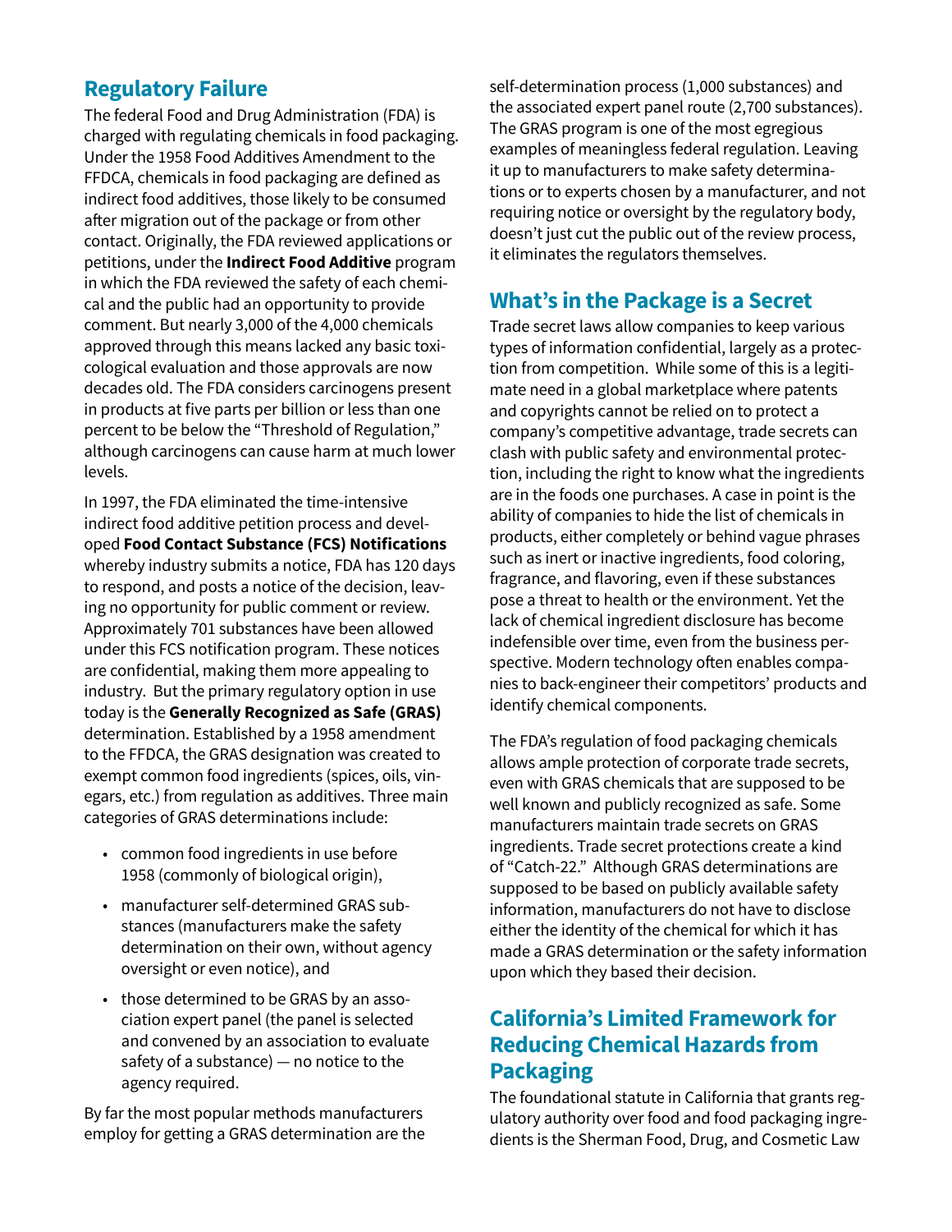## Regulatory Failure

The federal Food and Drug Administration (FDA) is charged with regulating chemicals in food packaging. Under the 1958 Food Additives Amendment to the FFDCA, chemicals in food packaging are defined as indirect food additives, those likely to be consumed after migration out of the package or from other contact. Originally, the FDA reviewed applications or petitions, under the **Indirect Food Additive** program in which the FDA reviewed the safety of each chemical and the public had an opportunity to provide comment. But nearly 3,000 of the 4,000 chemicals approved through this means lacked any basic toxicological evaluation and those approvals are now decades old. The FDA considers carcinogens present in products at five parts per billion or less than one percent to be below the "Threshold of Regulation," although carcinogens can cause harm at much lower levels.

In 1997, the FDA eliminated the time-intensive indirect food additive petition process and developed **Food Contact Substance (FCS) Notifications** whereby industry submits a notice, FDA has 120 days to respond, and posts a notice of the decision, leaving no opportunity for public comment or review. Approximately 701 substances have been allowed under this FCS notification program. These notices are confidential, making them more appealing to industry. But the primary regulatory option in use today is the **Generally Recognized as Safe (GRAS)** determination. Established by a 1958 amendment to the FFDCA, the GRAS designation was created to exempt common food ingredients (spices, oils, vinegars, etc.) from regulation as additives. Three main categories of GRAS determinations include:

- common food ingredients in use before 1958 (commonly of biological origin),
- manufacturer self-determined GRAS substances (manufacturers make the safety determination on their own, without agency oversight or even notice), and
- those determined to be GRAS by an association expert panel (the panel is selected and convened by an association to evaluate safety of a substance) — no notice to the agency required.

By far the most popular methods manufacturers employ for getting a GRAS determination are the self-determination process (1,000 substances) and the associated expert panel route (2,700 substances). The GRAS program is one of the most egregious examples of meaningless federal regulation. Leaving it up to manufacturers to make safety determinations or to experts chosen by a manufacturer, and not requiring notice or oversight by the regulatory body, doesn't just cut the public out of the review process, it eliminates the regulators themselves.

## What's in the Package is a Secret

Trade secret laws allow companies to keep various types of information confidential, largely as a protection from competition. While some of this is a legitimate need in a global marketplace where patents and copyrights cannot be relied on to protect a company's competitive advantage, trade secrets can clash with public safety and environmental protection, including the right to know what the ingredients are in the foods one purchases. A case in point is the ability of companies to hide the list of chemicals in products, either completely or behind vague phrases such as inert or inactive ingredients, food coloring, fragrance, and flavoring, even if these substances pose a threat to health or the environment. Yet the lack of chemical ingredient disclosure has become indefensible over time, even from the business perspective. Modern technology often enables companies to back-engineer their competitors' products and identify chemical components.

The FDA's regulation of food packaging chemicals allows ample protection of corporate trade secrets, even with GRAS chemicals that are supposed to be well known and publicly recognized as safe. Some manufacturers maintain trade secrets on GRAS ingredients. Trade secret protections create a kind of "Catch-22." Although GRAS determinations are supposed to be based on publicly available safety information, manufacturers do not have to disclose either the identity of the chemical for which it has made a GRAS determination or the safety information upon which they based their decision.

## California's Limited Framework for Reducing Chemical Hazards from Packaging

The foundational statute in California that grants regulatory authority over food and food packaging ingredients is the Sherman Food, Drug, and Cosmetic Law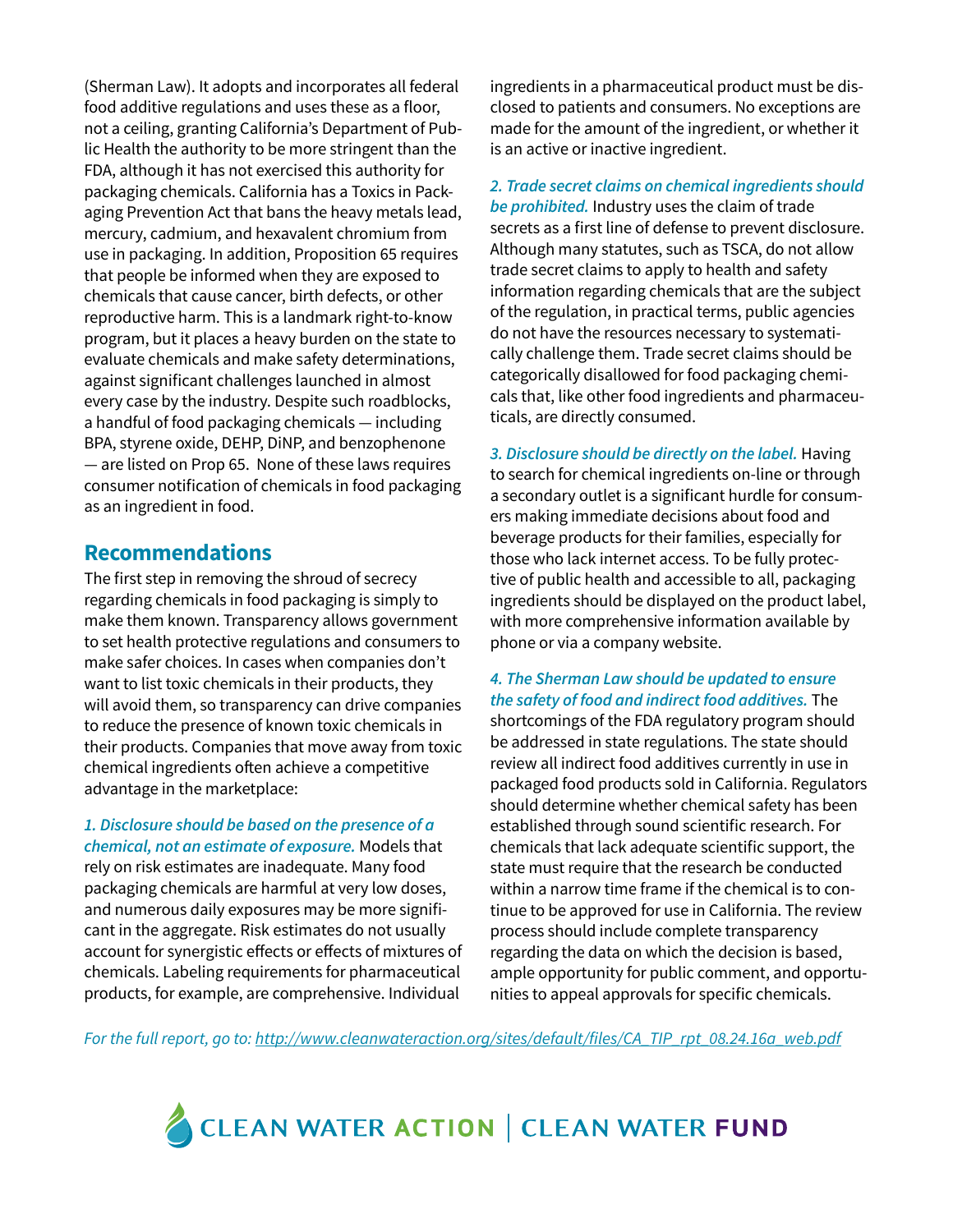(Sherman Law). It adopts and incorporates all federal food additive regulations and uses these as a floor, not a ceiling, granting California's Department of Public Health the authority to be more stringent than the FDA, although it has not exercised this authority for packaging chemicals. California has a Toxics in Packaging Prevention Act that bans the heavy metals lead, mercury, cadmium, and hexavalent chromium from use in packaging. In addition, Proposition 65 requires that people be informed when they are exposed to chemicals that cause cancer, birth defects, or other reproductive harm. This is a landmark right-to-know program, but it places a heavy burden on the state to evaluate chemicals and make safety determinations, against significant challenges launched in almost every case by the industry. Despite such roadblocks, a handful of food packaging chemicals — including BPA, styrene oxide, DEHP, DiNP, and benzophenone — are listed on Prop 65. None of these laws requires consumer notification of chemicals in food packaging as an ingredient in food.

## Recommendations

The first step in removing the shroud of secrecy regarding chemicals in food packaging is simply to make them known. Transparency allows government to set health protective regulations and consumers to make safer choices. In cases when companies don't want to list toxic chemicals in their products, they will avoid them, so transparency can drive companies to reduce the presence of known toxic chemicals in their products. Companies that move away from toxic chemical ingredients often achieve a competitive advantage in the marketplace:

***1. Disclosure should be based on the presence of a chemical, not an estimate of exposure.*** Models that rely on risk estimates are inadequate. Many food packaging chemicals are harmful at very low doses, and numerous daily exposures may be more significant in the aggregate. Risk estimates do not usually account for synergistic effects or effects of mixtures of chemicals. Labeling requirements for pharmaceutical products, for example, are comprehensive. Individual ingredients in a pharmaceutical product must be disclosed to patients and consumers. No exceptions are made for the amount of the ingredient, or whether it is an active or inactive ingredient.

***2. Trade secret claims on chemical ingredients should be prohibited.*** Industry uses the claim of trade secrets as a first line of defense to prevent disclosure. Although many statutes, such as TSCA, do not allow trade secret claims to apply to health and safety information regarding chemicals that are the subject of the regulation, in practical terms, public agencies do not have the resources necessary to systematically challenge them. Trade secret claims should be categorically disallowed for food packaging chemicals that, like other food ingredients and pharmaceuticals, are directly consumed.

***3. Disclosure should be directly on the label.*** Having to search for chemical ingredients on-line or through a secondary outlet is a significant hurdle for consumers making immediate decisions about food and beverage products for their families, especially for those who lack internet access. To be fully protective of public health and accessible to all, packaging ingredients should be displayed on the product label, with more comprehensive information available by phone or via a company website.

***4. The Sherman Law should be updated to ensure the safety of food and indirect food additives.*** The shortcomings of the FDA regulatory program should be addressed in state regulations. The state should review all indirect food additives currently in use in packaged food products sold in California. Regulators should determine whether chemical safety has been established through sound scientific research. For chemicals that lack adequate scientific support, the state must require that the research be conducted within a narrow time frame if the chemical is to continue to be approved for use in California. The review process should include complete transparency regarding the data on which the decision is based, ample opportunity for public comment, and opportunities to appeal approvals for specific chemicals.

*For the full report, go to: http://www.cleanwateraction.org/sites/default/files/CA_TIP_rpt_08.24.16a_web.pdf*

CLEAN WATER ACTION | CLEAN WATER FUND